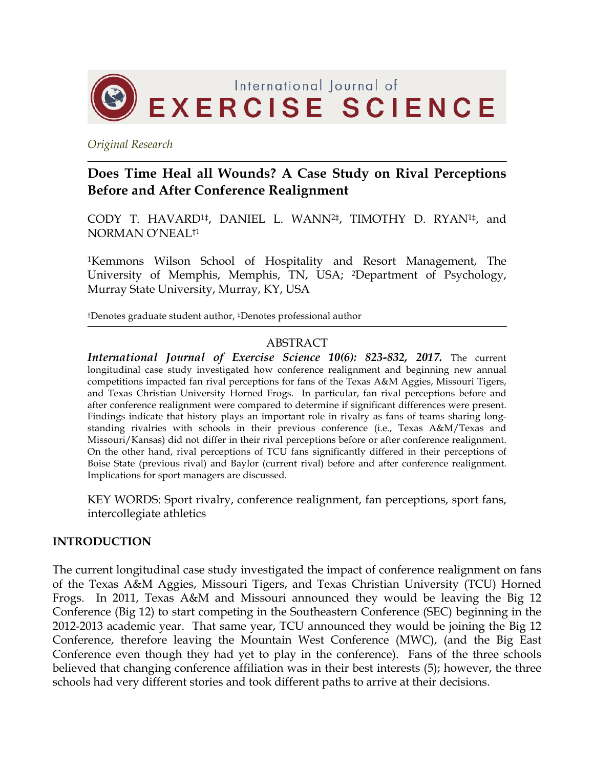*Original Research*

# Does Time Heal all Wounds? A Case Study on Rival Perceptions Before and After Conference Realignment

CODY T. HAVARD[1‡], DANIEL L. WANN[2‡], TIMOTHY D. RYAN[1‡], and NORMAN O'NEAL[†1]

[1]Kemmons Wilson School of Hospitality and Resort Management, The University of Memphis, Memphis, TN, USA; [2]Department of Psychology, Murray State University, Murray, KY, USA

†Denotes graduate student author, ‡Denotes professional author

## ABSTRACT

***International Journal of Exercise Science 10(6): 823-832, 2017.*** The current longitudinal case study investigated how conference realignment and beginning new annual competitions impacted fan rival perceptions for fans of the Texas A&M Aggies, Missouri Tigers, and Texas Christian University Horned Frogs. In particular, fan rival perceptions before and after conference realignment were compared to determine if significant differences were present. Findings indicate that history plays an important role in rivalry as fans of teams sharing long-standing rivalries with schools in their previous conference (i.e., Texas A&M/Texas and Missouri/Kansas) did not differ in their rival perceptions before or after conference realignment. On the other hand, rival perceptions of TCU fans significantly differed in their perceptions of Boise State (previous rival) and Baylor (current rival) before and after conference realignment. Implications for sport managers are discussed.

KEY WORDS: Sport rivalry, conference realignment, fan perceptions, sport fans, intercollegiate athletics

## INTRODUCTION

The current longitudinal case study investigated the impact of conference realignment on fans of the Texas A&M Aggies, Missouri Tigers, and Texas Christian University (TCU) Horned Frogs. In 2011, Texas A&M and Missouri announced they would be leaving the Big 12 Conference (Big 12) to start competing in the Southeastern Conference (SEC) beginning in the 2012-2013 academic year. That same year, TCU announced they would be joining the Big 12 Conference, therefore leaving the Mountain West Conference (MWC), (and the Big East Conference even though they had yet to play in the conference). Fans of the three schools believed that changing conference affiliation was in their best interests (5); however, the three schools had very different stories and took different paths to arrive at their decisions.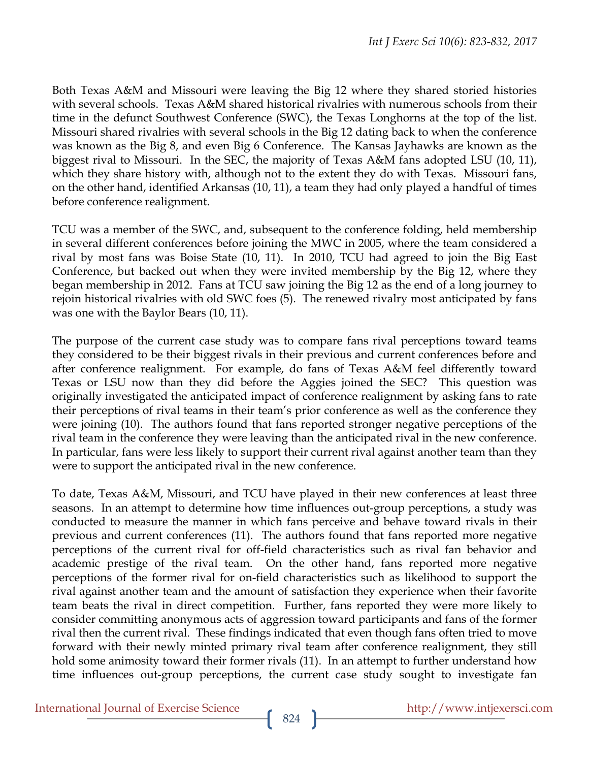Both Texas A&M and Missouri were leaving the Big 12 where they shared storied histories with several schools. Texas A&M shared historical rivalries with numerous schools from their time in the defunct Southwest Conference (SWC), the Texas Longhorns at the top of the list. Missouri shared rivalries with several schools in the Big 12 dating back to when the conference was known as the Big 8, and even Big 6 Conference. The Kansas Jayhawks are known as the biggest rival to Missouri. In the SEC, the majority of Texas A&M fans adopted LSU (10, 11), which they share history with, although not to the extent they do with Texas. Missouri fans, on the other hand, identified Arkansas (10, 11), a team they had only played a handful of times before conference realignment.

TCU was a member of the SWC, and, subsequent to the conference folding, held membership in several different conferences before joining the MWC in 2005, where the team considered a rival by most fans was Boise State (10, 11). In 2010, TCU had agreed to join the Big East Conference, but backed out when they were invited membership by the Big 12, where they began membership in 2012. Fans at TCU saw joining the Big 12 as the end of a long journey to rejoin historical rivalries with old SWC foes (5). The renewed rivalry most anticipated by fans was one with the Baylor Bears (10, 11).

The purpose of the current case study was to compare fans rival perceptions toward teams they considered to be their biggest rivals in their previous and current conferences before and after conference realignment. For example, do fans of Texas A&M feel differently toward Texas or LSU now than they did before the Aggies joined the SEC? This question was originally investigated the anticipated impact of conference realignment by asking fans to rate their perceptions of rival teams in their team's prior conference as well as the conference they were joining (10). The authors found that fans reported stronger negative perceptions of the rival team in the conference they were leaving than the anticipated rival in the new conference. In particular, fans were less likely to support their current rival against another team than they were to support the anticipated rival in the new conference.

To date, Texas A&M, Missouri, and TCU have played in their new conferences at least three seasons. In an attempt to determine how time influences out-group perceptions, a study was conducted to measure the manner in which fans perceive and behave toward rivals in their previous and current conferences (11). The authors found that fans reported more negative perceptions of the current rival for off-field characteristics such as rival fan behavior and academic prestige of the rival team. On the other hand, fans reported more negative perceptions of the former rival for on-field characteristics such as likelihood to support the rival against another team and the amount of satisfaction they experience when their favorite team beats the rival in direct competition. Further, fans reported they were more likely to consider committing anonymous acts of aggression toward participants and fans of the former rival then the current rival. These findings indicated that even though fans often tried to move forward with their newly minted primary rival team after conference realignment, they still hold some animosity toward their former rivals (11). In an attempt to further understand how time influences out-group perceptions, the current case study sought to investigate fan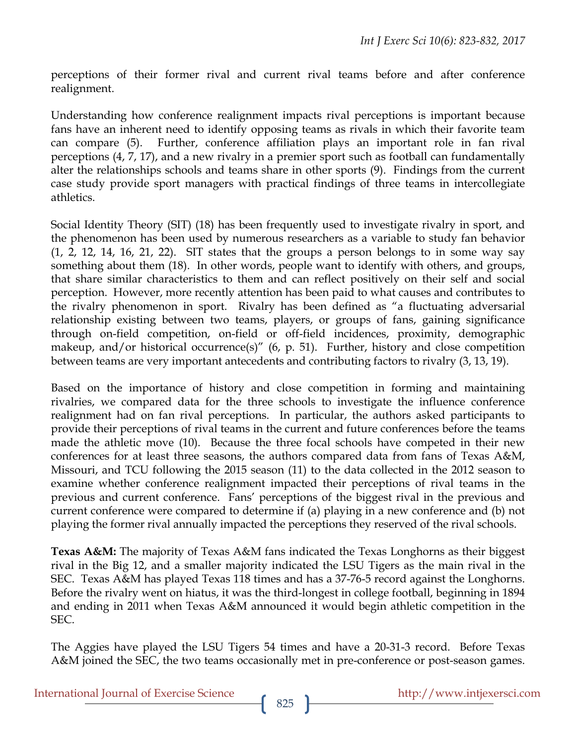perceptions of their former rival and current rival teams before and after conference realignment.

Understanding how conference realignment impacts rival perceptions is important because fans have an inherent need to identify opposing teams as rivals in which their favorite team can compare (5). Further, conference affiliation plays an important role in fan rival perceptions (4, 7, 17), and a new rivalry in a premier sport such as football can fundamentally alter the relationships schools and teams share in other sports (9). Findings from the current case study provide sport managers with practical findings of three teams in intercollegiate athletics.

Social Identity Theory (SIT) (18) has been frequently used to investigate rivalry in sport, and the phenomenon has been used by numerous researchers as a variable to study fan behavior (1, 2, 12, 14, 16, 21, 22). SIT states that the groups a person belongs to in some way say something about them (18). In other words, people want to identify with others, and groups, that share similar characteristics to them and can reflect positively on their self and social perception. However, more recently attention has been paid to what causes and contributes to the rivalry phenomenon in sport. Rivalry has been defined as "a fluctuating adversarial relationship existing between two teams, players, or groups of fans, gaining significance through on-field competition, on-field or off-field incidences, proximity, demographic makeup, and/or historical occurrence(s)" (6, p. 51). Further, history and close competition between teams are very important antecedents and contributing factors to rivalry (3, 13, 19).

Based on the importance of history and close competition in forming and maintaining rivalries, we compared data for the three schools to investigate the influence conference realignment had on fan rival perceptions. In particular, the authors asked participants to provide their perceptions of rival teams in the current and future conferences before the teams made the athletic move (10). Because the three focal schools have competed in their new conferences for at least three seasons, the authors compared data from fans of Texas A&M, Missouri, and TCU following the 2015 season (11) to the data collected in the 2012 season to examine whether conference realignment impacted their perceptions of rival teams in the previous and current conference. Fans' perceptions of the biggest rival in the previous and current conference were compared to determine if (a) playing in a new conference and (b) not playing the former rival annually impacted the perceptions they reserved of the rival schools.

**Texas A&M:** The majority of Texas A&M fans indicated the Texas Longhorns as their biggest rival in the Big 12, and a smaller majority indicated the LSU Tigers as the main rival in the SEC. Texas A&M has played Texas 118 times and has a 37-76-5 record against the Longhorns. Before the rivalry went on hiatus, it was the third-longest in college football, beginning in 1894 and ending in 2011 when Texas A&M announced it would begin athletic competition in the SEC.

The Aggies have played the LSU Tigers 54 times and have a 20-31-3 record. Before Texas A&M joined the SEC, the two teams occasionally met in pre-conference or post-season games.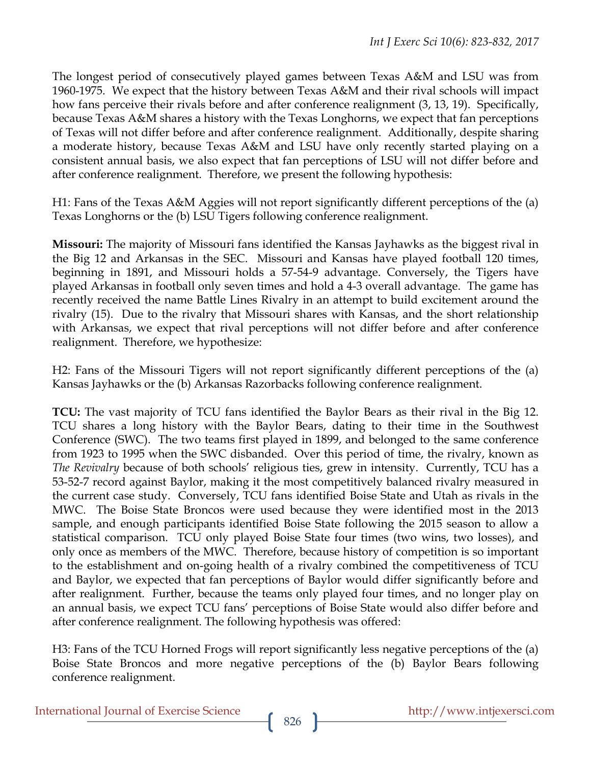The longest period of consecutively played games between Texas A&M and LSU was from 1960-1975. We expect that the history between Texas A&M and their rival schools will impact how fans perceive their rivals before and after conference realignment (3, 13, 19). Specifically, because Texas A&M shares a history with the Texas Longhorns, we expect that fan perceptions of Texas will not differ before and after conference realignment. Additionally, despite sharing a moderate history, because Texas A&M and LSU have only recently started playing on a consistent annual basis, we also expect that fan perceptions of LSU will not differ before and after conference realignment. Therefore, we present the following hypothesis:

H1: Fans of the Texas A&M Aggies will not report significantly different perceptions of the (a) Texas Longhorns or the (b) LSU Tigers following conference realignment.

**Missouri:** The majority of Missouri fans identified the Kansas Jayhawks as the biggest rival in the Big 12 and Arkansas in the SEC. Missouri and Kansas have played football 120 times, beginning in 1891, and Missouri holds a 57-54-9 advantage. Conversely, the Tigers have played Arkansas in football only seven times and hold a 4-3 overall advantage. The game has recently received the name Battle Lines Rivalry in an attempt to build excitement around the rivalry (15). Due to the rivalry that Missouri shares with Kansas, and the short relationship with Arkansas, we expect that rival perceptions will not differ before and after conference realignment. Therefore, we hypothesize:

H2: Fans of the Missouri Tigers will not report significantly different perceptions of the (a) Kansas Jayhawks or the (b) Arkansas Razorbacks following conference realignment.

**TCU:** The vast majority of TCU fans identified the Baylor Bears as their rival in the Big 12. TCU shares a long history with the Baylor Bears, dating to their time in the Southwest Conference (SWC). The two teams first played in 1899, and belonged to the same conference from 1923 to 1995 when the SWC disbanded. Over this period of time, the rivalry, known as *The Revivalry* because of both schools' religious ties, grew in intensity. Currently, TCU has a 53-52-7 record against Baylor, making it the most competitively balanced rivalry measured in the current case study. Conversely, TCU fans identified Boise State and Utah as rivals in the MWC. The Boise State Broncos were used because they were identified most in the 2013 sample, and enough participants identified Boise State following the 2015 season to allow a statistical comparison. TCU only played Boise State four times (two wins, two losses), and only once as members of the MWC. Therefore, because history of competition is so important to the establishment and on-going health of a rivalry combined the competitiveness of TCU and Baylor, we expected that fan perceptions of Baylor would differ significantly before and after realignment. Further, because the teams only played four times, and no longer play on an annual basis, we expect TCU fans' perceptions of Boise State would also differ before and after conference realignment. The following hypothesis was offered:

H3: Fans of the TCU Horned Frogs will report significantly less negative perceptions of the (a) Boise State Broncos and more negative perceptions of the (b) Baylor Bears following conference realignment.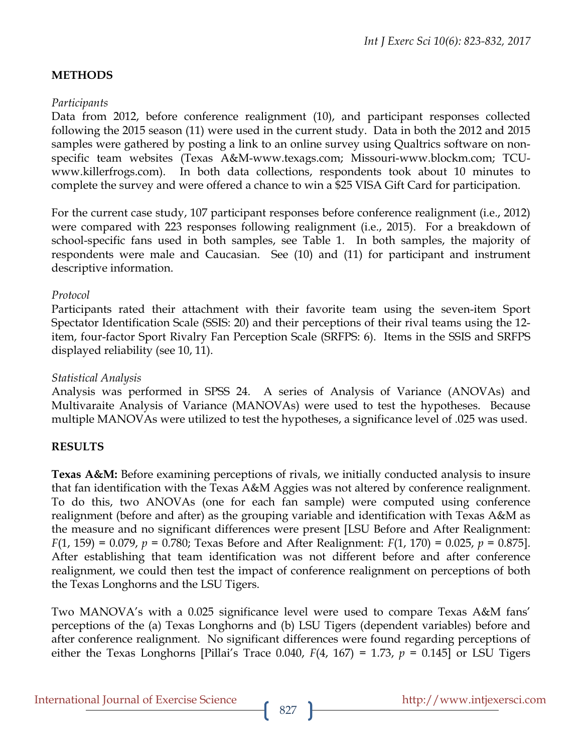## METHODS

*Participants*

Data from 2012, before conference realignment (10), and participant responses collected following the 2015 season (11) were used in the current study. Data in both the 2012 and 2015 samples were gathered by posting a link to an online survey using Qualtrics software on non-specific team websites (Texas A&M-www.texags.com; Missouri-www.blockm.com; TCU-www.killerfrogs.com). In both data collections, respondents took about 10 minutes to complete the survey and were offered a chance to win a $25 VISA Gift Card for participation.

For the current case study, 107 participant responses before conference realignment (i.e., 2012) were compared with 223 responses following realignment (i.e., 2015). For a breakdown of school-specific fans used in both samples, see Table 1. In both samples, the majority of respondents were male and Caucasian. See (10) and (11) for participant and instrument descriptive information.

*Protocol*

Participants rated their attachment with their favorite team using the seven-item Sport Spectator Identification Scale (SSIS: 20) and their perceptions of their rival teams using the 12-item, four-factor Sport Rivalry Fan Perception Scale (SRFPS: 6). Items in the SSIS and SRFPS displayed reliability (see 10, 11).

*Statistical Analysis*

Analysis was performed in SPSS 24. A series of Analysis of Variance (ANOVAs) and Multivaraite Analysis of Variance (MANOVAs) were used to test the hypotheses. Because multiple MANOVAs were utilized to test the hypotheses, a significance level of .025 was used.

## RESULTS

**Texas A&M:** Before examining perceptions of rivals, we initially conducted analysis to insure that fan identification with the Texas A&M Aggies was not altered by conference realignment. To do this, two ANOVAs (one for each fan sample) were computed using conference realignment (before and after) as the grouping variable and identification with Texas A&M as the measure and no significant differences were present [LSU Before and After Realignment: $F(1, 159) = 0.079$, $p = 0.780$; Texas Before and After Realignment: $F(1, 170) = 0.025$, $p = 0.875$]. After establishing that team identification was not different before and after conference realignment, we could then test the impact of conference realignment on perceptions of both the Texas Longhorns and the LSU Tigers.

Two MANOVA's with a 0.025 significance level were used to compare Texas A&M fans' perceptions of the (a) Texas Longhorns and (b) LSU Tigers (dependent variables) before and after conference realignment. No significant differences were found regarding perceptions of either the Texas Longhorns [Pillai's Trace 0.040, $F(4, 167) = 1.73$, $p = 0.145$] or LSU Tigers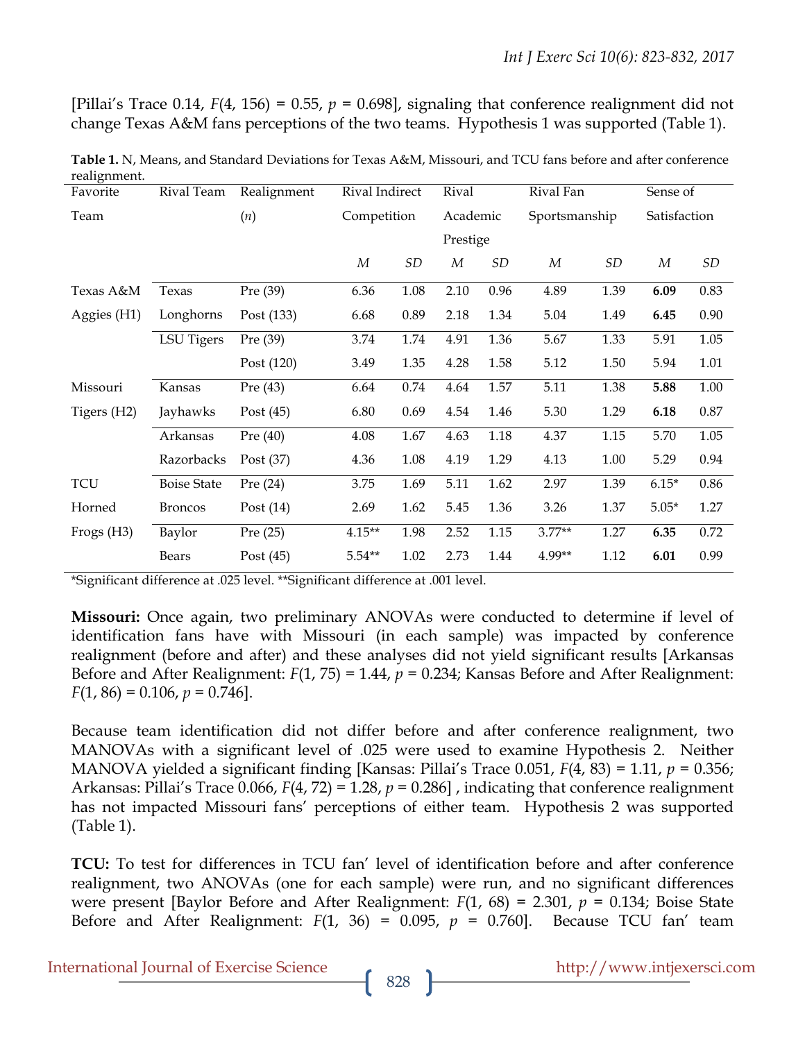[Pillai's Trace 0.14, $F(4, 156) = 0.55$, $p = 0.698$], signaling that conference realignment did not change Texas A&M fans perceptions of the two teams. Hypothesis 1 was supported (Table 1).

**Table 1.** N, Means, and Standard Deviations for Texas A&M, Missouri, and TCU fans before and after conference realignment.

| Favorite Team | Rival Team | Realignment (*n*) | Rival Indirect Competition | | Rival Academic Prestige | | Rival Fan Sportsmanship | | Sense of Satisfaction | |
|---|---|---|---|---|---|---|---|---|---|---|
| | | | *M* | *SD* | *M* | *SD* | *M* | *SD* | *M* | *SD* |
| Texas A&M Aggies (H1) | Texas Longhorns | Pre (39) | 6.36 | 1.08 | 2.10 | 0.96 | 4.89 | 1.39 | **6.09** | 0.83 |
| | | Post (133) | 6.68 | 0.89 | 2.18 | 1.34 | 5.04 | 1.49 | **6.45** | 0.90 |
| | LSU Tigers | Pre (39) | 3.74 | 1.74 | 4.91 | 1.36 | 5.67 | 1.33 | 5.91 | 1.05 |
| | | Post (120) | 3.49 | 1.35 | 4.28 | 1.58 | 5.12 | 1.50 | 5.94 | 1.01 |
| Missouri Tigers (H2) | Kansas Jayhawks | Pre (43) | 6.64 | 0.74 | 4.64 | 1.57 | 5.11 | 1.38 | **5.88** | 1.00 |
| | | Post (45) | 6.80 | 0.69 | 4.54 | 1.46 | 5.30 | 1.29 | **6.18** | 0.87 |
| | Arkansas Razorbacks | Pre (40) | 4.08 | 1.67 | 4.63 | 1.18 | 4.37 | 1.15 | 5.70 | 1.05 |
| | | Post (37) | 4.36 | 1.08 | 4.19 | 1.29 | 4.13 | 1.00 | 5.29 | 0.94 |
| TCU Horned Frogs (H3) | Boise State Broncos | Pre (24) | 3.75 | 1.69 | 5.11 | 1.62 | 2.97 | 1.39 | 6.15* | 0.86 |
| | | Post (14) | 2.69 | 1.62 | 5.45 | 1.36 | 3.26 | 1.37 | 5.05* | 1.27 |
| | Baylor Bears | Pre (25) | 4.15** | 1.98 | 2.52 | 1.15 | 3.77** | 1.27 | **6.35** | 0.72 |
| | | Post (45) | 5.54** | 1.02 | 2.73 | 1.44 | 4.99** | 1.12 | **6.01** | 0.99 |

*Significant difference at .025 level. **Significant difference at .001 level.

**Missouri:** Once again, two preliminary ANOVAs were conducted to determine if level of identification fans have with Missouri (in each sample) was impacted by conference realignment (before and after) and these analyses did not yield significant results [Arkansas Before and After Realignment: $F(1, 75) = 1.44$, $p = 0.234$; Kansas Before and After Realignment: $F(1, 86) = 0.106$, $p = 0.746$].

Because team identification did not differ before and after conference realignment, two MANOVAs with a significant level of .025 were used to examine Hypothesis 2. Neither MANOVA yielded a significant finding [Kansas: Pillai's Trace 0.051, $F(4, 83) = 1.11$, $p = 0.356$; Arkansas: Pillai's Trace 0.066, $F(4, 72) = 1.28$, $p = 0.286$] , indicating that conference realignment has not impacted Missouri fans' perceptions of either team. Hypothesis 2 was supported (Table 1).

**TCU:** To test for differences in TCU fan' level of identification before and after conference realignment, two ANOVAs (one for each sample) were run, and no significant differences were present [Baylor Before and After Realignment: $F(1, 68) = 2.301$, $p = 0.134$; Boise State Before and After Realignment: $F(1, 36) = 0.095$, $p = 0.760$]. Because TCU fan' team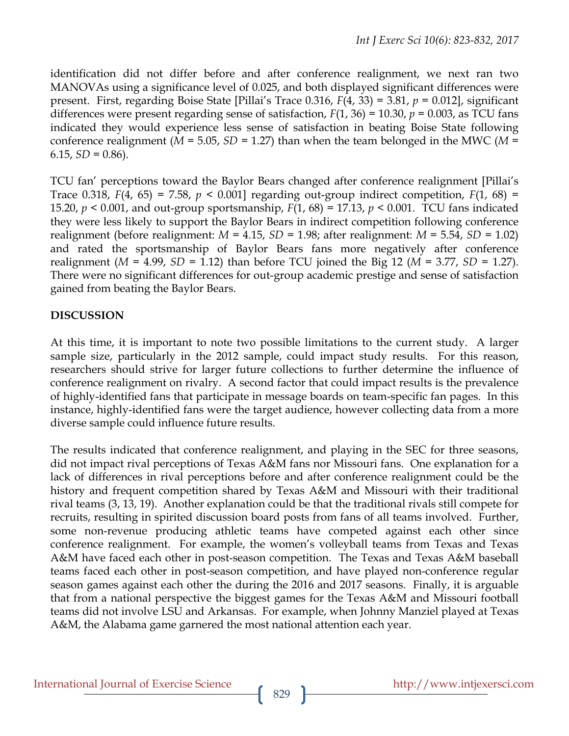identification did not differ before and after conference realignment, we next ran two MANOVAs using a significance level of 0.025, and both displayed significant differences were present. First, regarding Boise State [Pillai's Trace 0.316, $F(4, 33) = 3.81$, $p = 0.012$], significant differences were present regarding sense of satisfaction, $F(1, 36) = 10.30$, $p = 0.003$, as TCU fans indicated they would experience less sense of satisfaction in beating Boise State following conference realignment ($M = 5.05$, $SD = 1.27$) than when the team belonged in the MWC ($M = 6.15$, $SD = 0.86$).

TCU fan' perceptions toward the Baylor Bears changed after conference realignment [Pillai's Trace 0.318, $F(4, 65) = 7.58$, $p < 0.001$] regarding out-group indirect competition, $F(1, 68) = 15.20$, $p < 0.001$, and out-group sportsmanship, $F(1, 68) = 17.13$, $p < 0.001$. TCU fans indicated they were less likely to support the Baylor Bears in indirect competition following conference realignment (before realignment: $M = 4.15$, $SD = 1.98$; after realignment: $M = 5.54$, $SD = 1.02$) and rated the sportsmanship of Baylor Bears fans more negatively after conference realignment ($M = 4.99$, $SD = 1.12$) than before TCU joined the Big 12 ($M = 3.77$, $SD = 1.27$). There were no significant differences for out-group academic prestige and sense of satisfaction gained from beating the Baylor Bears.

## DISCUSSION

At this time, it is important to note two possible limitations to the current study. A larger sample size, particularly in the 2012 sample, could impact study results. For this reason, researchers should strive for larger future collections to further determine the influence of conference realignment on rivalry. A second factor that could impact results is the prevalence of highly-identified fans that participate in message boards on team-specific fan pages. In this instance, highly-identified fans were the target audience, however collecting data from a more diverse sample could influence future results.

The results indicated that conference realignment, and playing in the SEC for three seasons, did not impact rival perceptions of Texas A&M fans nor Missouri fans. One explanation for a lack of differences in rival perceptions before and after conference realignment could be the history and frequent competition shared by Texas A&M and Missouri with their traditional rival teams (3, 13, 19). Another explanation could be that the traditional rivals still compete for recruits, resulting in spirited discussion board posts from fans of all teams involved. Further, some non-revenue producing athletic teams have competed against each other since conference realignment. For example, the women's volleyball teams from Texas and Texas A&M have faced each other in post-season competition. The Texas and Texas A&M baseball teams faced each other in post-season competition, and have played non-conference regular season games against each other the during the 2016 and 2017 seasons. Finally, it is arguable that from a national perspective the biggest games for the Texas A&M and Missouri football teams did not involve LSU and Arkansas. For example, when Johnny Manziel played at Texas A&M, the Alabama game garnered the most national attention each year.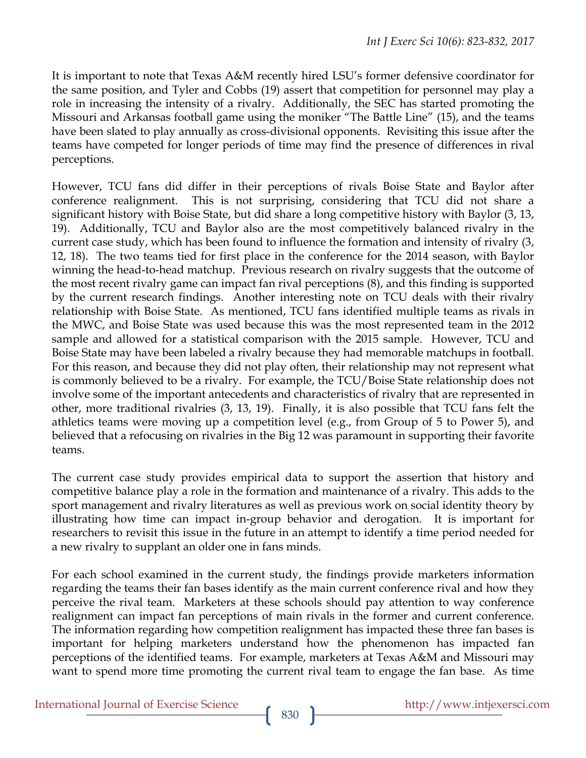It is important to note that Texas A&M recently hired LSU's former defensive coordinator for the same position, and Tyler and Cobbs (19) assert that competition for personnel may play a role in increasing the intensity of a rivalry. Additionally, the SEC has started promoting the Missouri and Arkansas football game using the moniker "The Battle Line" (15), and the teams have been slated to play annually as cross-divisional opponents. Revisiting this issue after the teams have competed for longer periods of time may find the presence of differences in rival perceptions.

However, TCU fans did differ in their perceptions of rivals Boise State and Baylor after conference realignment. This is not surprising, considering that TCU did not share a significant history with Boise State, but did share a long competitive history with Baylor (3, 13, 19). Additionally, TCU and Baylor also are the most competitively balanced rivalry in the current case study, which has been found to influence the formation and intensity of rivalry (3, 12, 18). The two teams tied for first place in the conference for the 2014 season, with Baylor winning the head-to-head matchup. Previous research on rivalry suggests that the outcome of the most recent rivalry game can impact fan rival perceptions (8), and this finding is supported by the current research findings. Another interesting note on TCU deals with their rivalry relationship with Boise State. As mentioned, TCU fans identified multiple teams as rivals in the MWC, and Boise State was used because this was the most represented team in the 2012 sample and allowed for a statistical comparison with the 2015 sample. However, TCU and Boise State may have been labeled a rivalry because they had memorable matchups in football. For this reason, and because they did not play often, their relationship may not represent what is commonly believed to be a rivalry. For example, the TCU/Boise State relationship does not involve some of the important antecedents and characteristics of rivalry that are represented in other, more traditional rivalries (3, 13, 19). Finally, it is also possible that TCU fans felt the athletics teams were moving up a competition level (e.g., from Group of 5 to Power 5), and believed that a refocusing on rivalries in the Big 12 was paramount in supporting their favorite teams.

The current case study provides empirical data to support the assertion that history and competitive balance play a role in the formation and maintenance of a rivalry. This adds to the sport management and rivalry literatures as well as previous work on social identity theory by illustrating how time can impact in-group behavior and derogation. It is important for researchers to revisit this issue in the future in an attempt to identify a time period needed for a new rivalry to supplant an older one in fans minds.

For each school examined in the current study, the findings provide marketers information regarding the teams their fan bases identify as the main current conference rival and how they perceive the rival team. Marketers at these schools should pay attention to way conference realignment can impact fan perceptions of main rivals in the former and current conference. The information regarding how competition realignment has impacted these three fan bases is important for helping marketers understand how the phenomenon has impacted fan perceptions of the identified teams. For example, marketers at Texas A&M and Missouri may want to spend more time promoting the current rival team to engage the fan base. As time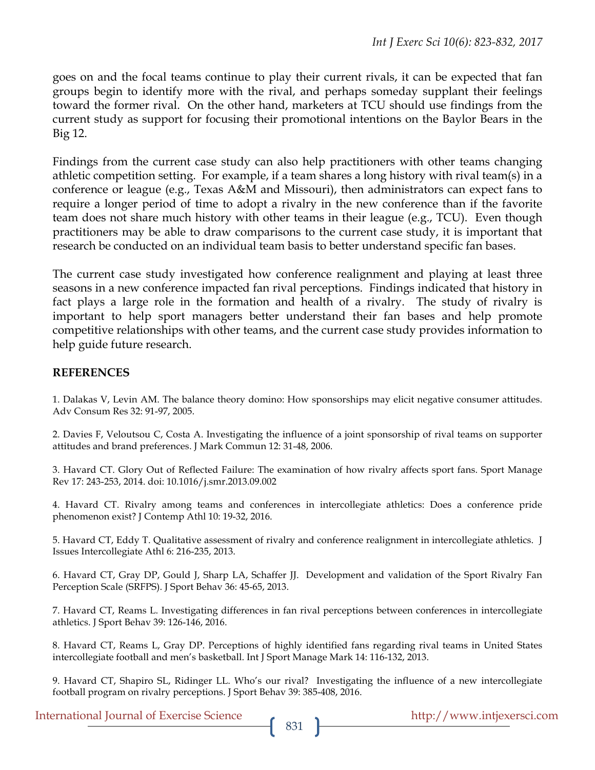goes on and the focal teams continue to play their current rivals, it can be expected that fan groups begin to identify more with the rival, and perhaps someday supplant their feelings toward the former rival. On the other hand, marketers at TCU should use findings from the current study as support for focusing their promotional intentions on the Baylor Bears in the Big 12.

Findings from the current case study can also help practitioners with other teams changing athletic competition setting. For example, if a team shares a long history with rival team(s) in a conference or league (e.g., Texas A&M and Missouri), then administrators can expect fans to require a longer period of time to adopt a rivalry in the new conference than if the favorite team does not share much history with other teams in their league (e.g., TCU). Even though practitioners may be able to draw comparisons to the current case study, it is important that research be conducted on an individual team basis to better understand specific fan bases.

The current case study investigated how conference realignment and playing at least three seasons in a new conference impacted fan rival perceptions. Findings indicated that history in fact plays a large role in the formation and health of a rivalry. The study of rivalry is important to help sport managers better understand their fan bases and help promote competitive relationships with other teams, and the current case study provides information to help guide future research.

## REFERENCES

1. Dalakas V, Levin AM. The balance theory domino: How sponsorships may elicit negative consumer attitudes. Adv Consum Res 32: 91-97, 2005.

2. Davies F, Veloutsou C, Costa A. Investigating the influence of a joint sponsorship of rival teams on supporter attitudes and brand preferences. J Mark Commun 12: 31-48, 2006.

3. Havard CT. Glory Out of Reflected Failure: The examination of how rivalry affects sport fans. Sport Manage Rev 17: 243-253, 2014. doi: 10.1016/j.smr.2013.09.002

4. Havard CT. Rivalry among teams and conferences in intercollegiate athletics: Does a conference pride phenomenon exist? J Contemp Athl 10: 19-32, 2016.

5. Havard CT, Eddy T. Qualitative assessment of rivalry and conference realignment in intercollegiate athletics. J Issues Intercollegiate Athl 6: 216-235, 2013.

6. Havard CT, Gray DP, Gould J, Sharp LA, Schaffer JJ. Development and validation of the Sport Rivalry Fan Perception Scale (SRFPS). J Sport Behav 36: 45-65, 2013.

7. Havard CT, Reams L. Investigating differences in fan rival perceptions between conferences in intercollegiate athletics. J Sport Behav 39: 126-146, 2016.

8. Havard CT, Reams L, Gray DP. Perceptions of highly identified fans regarding rival teams in United States intercollegiate football and men's basketball. Int J Sport Manage Mark 14: 116-132, 2013.

9. Havard CT, Shapiro SL, Ridinger LL. Who's our rival? Investigating the influence of a new intercollegiate football program on rivalry perceptions. J Sport Behav 39: 385-408, 2016.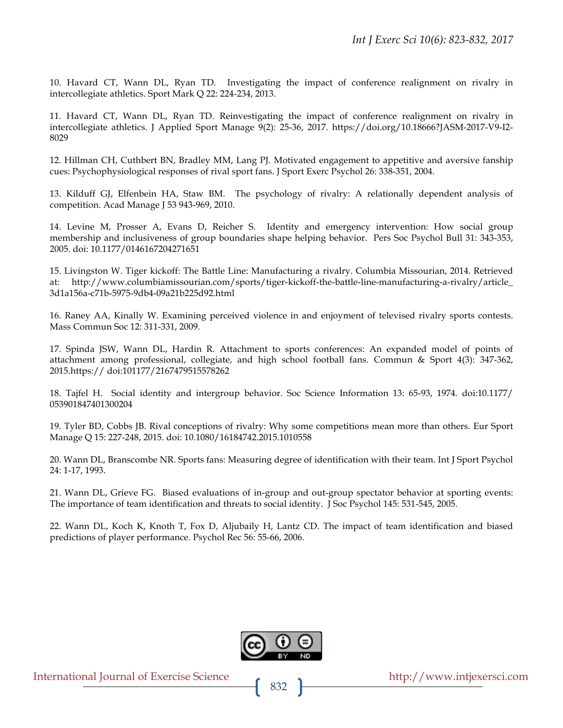10. Havard CT, Wann DL, Ryan TD. Investigating the impact of conference realignment on rivalry in intercollegiate athletics. Sport Mark Q 22: 224-234, 2013.

11. Havard CT, Wann DL, Ryan TD. Reinvestigating the impact of conference realignment on rivalry in intercollegiate athletics. J Applied Sport Manage 9(2): 25-36, 2017. https://doi.org/10.18666?JASM-2017-V9-I2-8029

12. Hillman CH, Cuthbert BN, Bradley MM, Lang PJ. Motivated engagement to appetitive and aversive fanship cues: Psychophysiological responses of rival sport fans. J Sport Exerc Psychol 26: 338-351, 2004.

13. Kilduff GJ, Elfenbein HA, Staw BM. The psychology of rivalry: A relationally dependent analysis of competition. Acad Manage J 53 943-969, 2010.

14. Levine M, Prosser A, Evans D, Reicher S. Identity and emergency intervention: How social group membership and inclusiveness of group boundaries shape helping behavior. Pers Soc Psychol Bull 31: 343-353, 2005. doi: 10.1177/0146167204271651

15. Livingston W. Tiger kickoff: The Battle Line: Manufacturing a rivalry. Columbia Missourian, 2014. Retrieved at: http://www.columbiamissourian.com/sports/tiger-kickoff-the-battle-line-manufacturing-a-rivalry/article_3d1a156a-c71b-5975-9db4-09a21b225d92.html

16. Raney AA, Kinally W. Examining perceived violence in and enjoyment of televised rivalry sports contests. Mass Commun Soc 12: 311-331, 2009.

17. Spinda JSW, Wann DL, Hardin R. Attachment to sports conferences: An expanded model of points of attachment among professional, collegiate, and high school football fans. Commun & Sport 4(3): 347-362, 2015.https:// doi:101177/2167479515578262

18. Tajfel H. Social identity and intergroup behavior. Soc Science Information 13: 65-93, 1974. doi:10.1177/053901847401300204

19. Tyler BD, Cobbs JB. Rival conceptions of rivalry: Why some competitions mean more than others. Eur Sport Manage Q 15: 227-248, 2015. doi: 10.1080/16184742.2015.1010558

20. Wann DL, Branscombe NR. Sports fans: Measuring degree of identification with their team. Int J Sport Psychol 24: 1-17, 1993.

21. Wann DL, Grieve FG. Biased evaluations of in-group and out-group spectator behavior at sporting events: The importance of team identification and threats to social identity. J Soc Psychol 145: 531-545, 2005.

22. Wann DL, Koch K, Knoth T, Fox D, Aljubaily H, Lantz CD. The impact of team identification and biased predictions of player performance. Psychol Rec 56: 55-66, 2006.